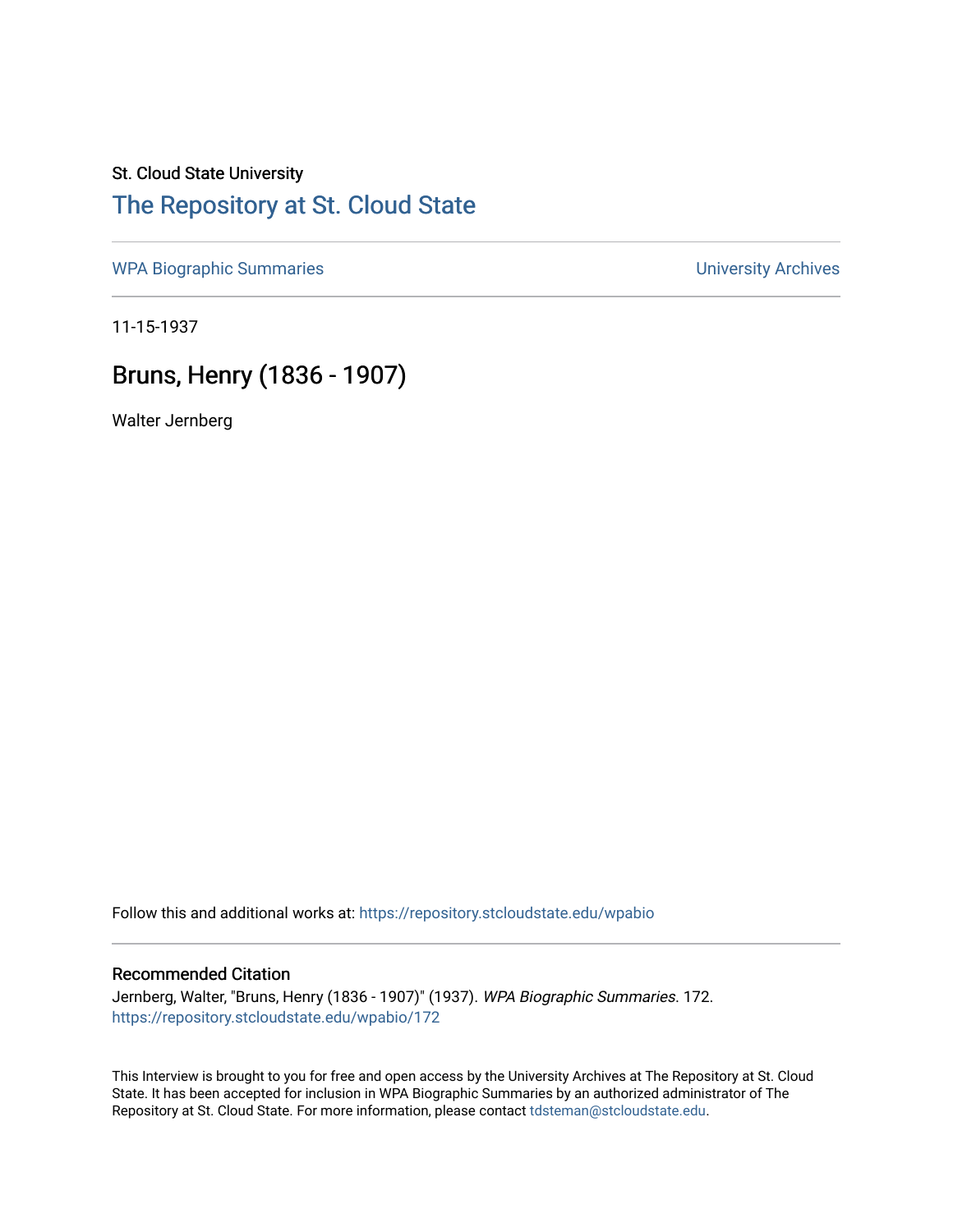St. Cloud State University

## The Repository at St. Cloud State

WPA Biographic Summaries

University Archives

11-15-1937

# Bruns, Henry (1836 - 1907)

Walter Jernberg

Follow this and additional works at: https://repository.stcloudstate.edu/wpabio

### Recommended Citation

Jernberg, Walter, "Bruns, Henry (1836 - 1907)" (1937). *WPA Biographic Summaries*. 172.
https://repository.stcloudstate.edu/wpabio/172

This Interview is brought to you for free and open access by the University Archives at The Repository at St. Cloud State. It has been accepted for inclusion in WPA Biographic Summaries by an authorized administrator of The Repository at St. Cloud State. For more information, please contact tdsteman@stcloudstate.edu.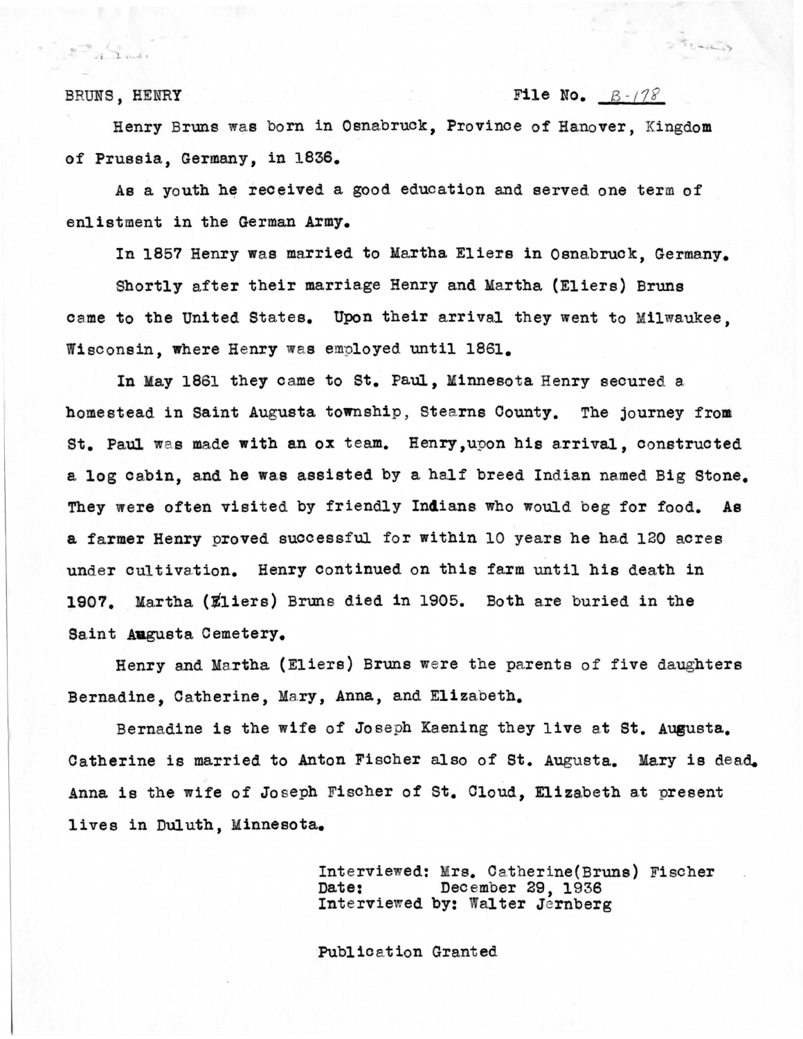BRUNS, HENRY File No. B-178

Henry Bruns was born in Osnabruck, Province of Hanover, Kingdom of Prussia, Germany, in 1836.

As a youth he received a good education and served one term of enlistment in the German Army.

In 1857 Henry was married to Martha Eliers in Osnabruck, Germany.

Shortly after their marriage Henry and Martha (Eliers) Bruns came to the United States. Upon their arrival they went to Milwaukee, Wisconsin, where Henry was employed until 1861.

In May 1861 they came to St. Paul, Minnesota Henry secured a homestead in Saint Augusta township, Stearns County. The journey from St. Paul was made with an ox team. Henry, upon his arrival, constructed a log cabin, and he was assisted by a half breed Indian named Big Stone. They were often visited by friendly Indians who would beg for food. As a farmer Henry proved successful for within 10 years he had 120 acres under cultivation. Henry continued on this farm until his death in 1907. Martha (Eliers) Bruns died in 1905. Both are buried in the Saint Augusta Cemetery.

Henry and Martha (Eliers) Bruns were the parents of five daughters Bernadine, Catherine, Mary, Anna, and Elizabeth.

Bernadine is the wife of Joseph Kaening they live at St. Augusta. Catherine is married to Anton Fischer also of St. Augusta. Mary is dead. Anna is the wife of Joseph Fischer of St. Cloud, Elizabeth at present lives in Duluth, Minnesota.

Interviewed: Mrs. Catherine(Bruns) Fischer
Date: December 29, 1936
Interviewed by: Walter Jernberg

Publication Granted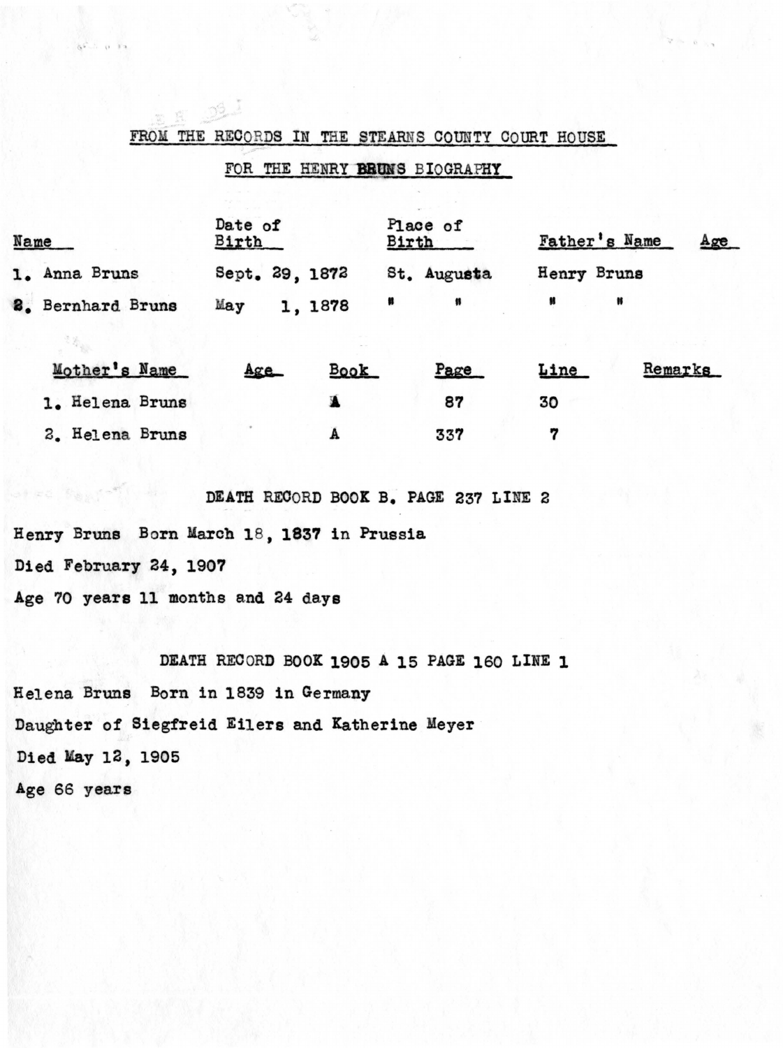FROM THE RECORDS IN THE STEARNS COUNTY COURT HOUSE

FOR THE HENRY BRUNS BIOGRAPHY

| Name | Date of Birth | Place of Birth | Father's Name | Age |
|---|---|---|---|---|
| 1. Anna Bruns | Sept. 29, 1872 | St. Augusta | Henry Bruns | |
| 2. Bernhard Bruns | May 1, 1878 | " " | " " | |

| Mother's Name | Age | Book | Page | Line | Remarks |
|---|---|---|---|---|---|
| 1. Helena Bruns | | A | 87 | 30 | |
| 2. Helena Bruns | | A | 337 | 7 | |

DEATH RECORD BOOK B. PAGE 237 LINE 2

Henry Bruns Born March 18, 1837 in Prussia

Died February 24, 1907

Age 70 years 11 months and 24 days

DEATH RECORD BOOK 1905 A 15 PAGE 160 LINE 1

Helena Bruns Born in 1839 in Germany

Daughter of Siegfreid Eilers and Katherine Meyer

Died May 12, 1905

Age 66 years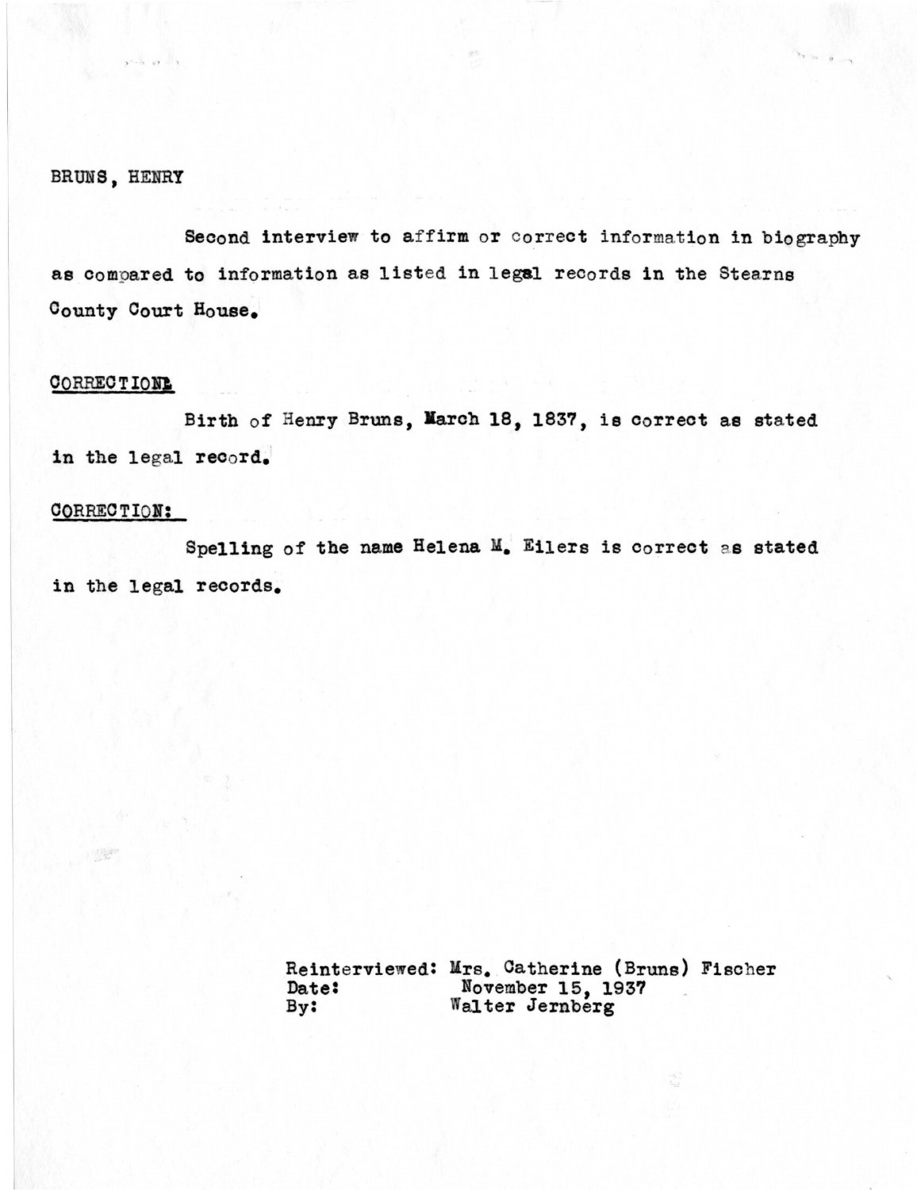BRUNS, HENRY

Second interview to affirm or correct information in biography as compared to information as listed in legal records in the Stearns County Court House.

CORRECTION:

Birth of Henry Bruns, March 18, 1837, is correct as stated in the legal record.

CORRECTION:

Spelling of the name Helena M. Eilers is correct as stated in the legal records.

Reinterviewed: Mrs. Catherine (Bruns) Fischer
Date: November 15, 1937
By: Walter Jernberg